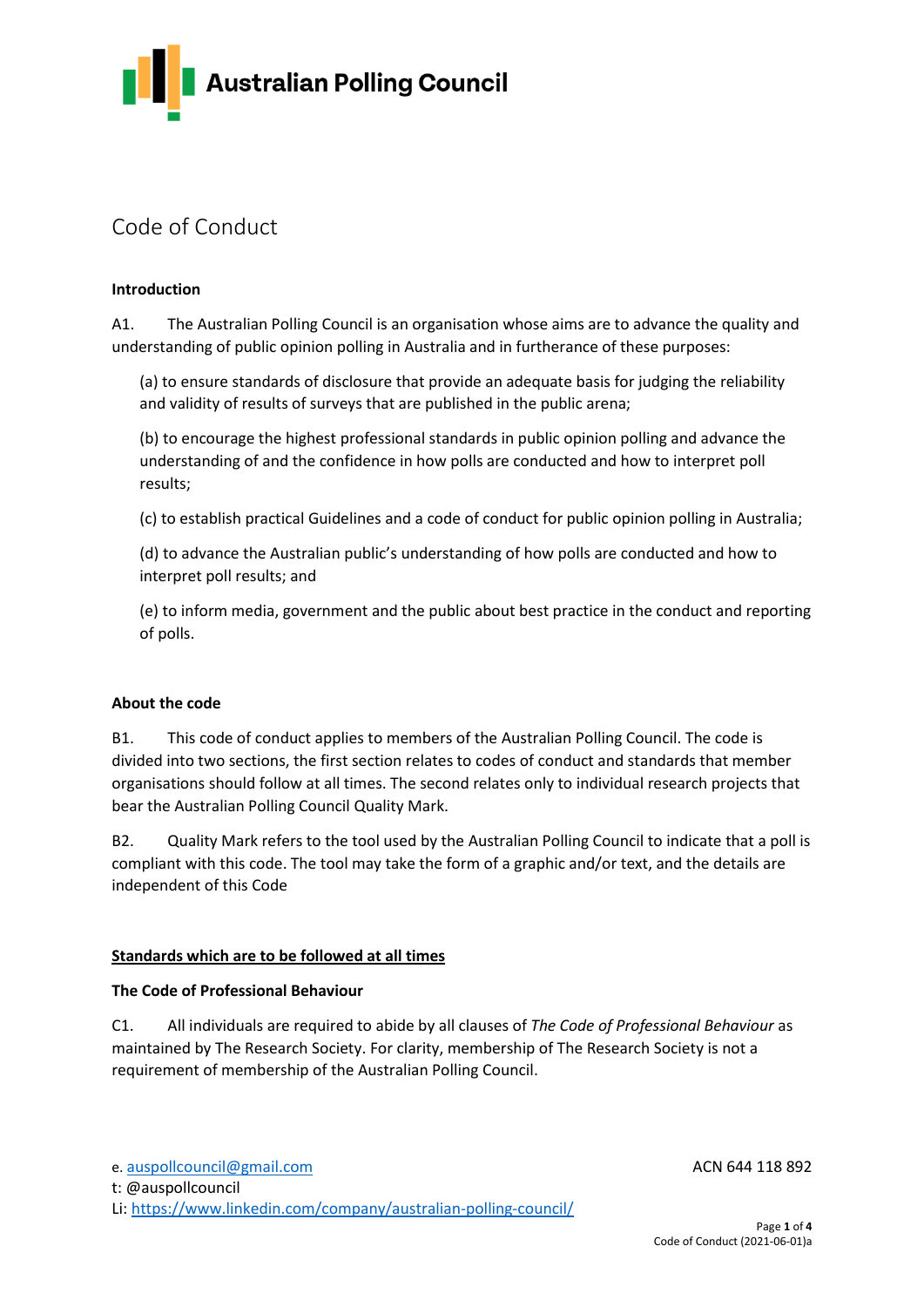# Australian Polling Council

## Code of Conduct

### Introduction

A1. The Australian Polling Council is an organisation whose aims are to advance the quality and understanding of public opinion polling in Australia and in furtherance of these purposes:

(a) to ensure standards of disclosure that provide an adequate basis for judging the reliability and validity of results of surveys that are published in the public arena;

(b) to encourage the highest professional standards in public opinion polling and advance the understanding of and the confidence in how polls are conducted and how to interpret poll results;

(c) to establish practical Guidelines and a code of conduct for public opinion polling in Australia;

(d) to advance the Australian public's understanding of how polls are conducted and how to interpret poll results; and

(e) to inform media, government and the public about best practice in the conduct and reporting of polls.

### About the code

B1. This code of conduct applies to members of the Australian Polling Council. The code is divided into two sections, the first section relates to codes of conduct and standards that member organisations should follow at all times. The second relates only to individual research projects that bear the Australian Polling Council Quality Mark.

B2. Quality Mark refers to the tool used by the Australian Polling Council to indicate that a poll is compliant with this code. The tool may take the form of a graphic and/or text, and the details are independent of this Code

### Standards which are to be followed at all times

### The Code of Professional Behaviour

C1. All individuals are required to abide by all clauses of *The Code of Professional Behaviour* as maintained by The Research Society. For clarity, membership of The Research Society is not a requirement of membership of the Australian Polling Council.

e. auspollcouncil@gmail.com
t: @auspollcouncil
Li: https://www.linkedin.com/company/australian-polling-council/

ACN 644 118 892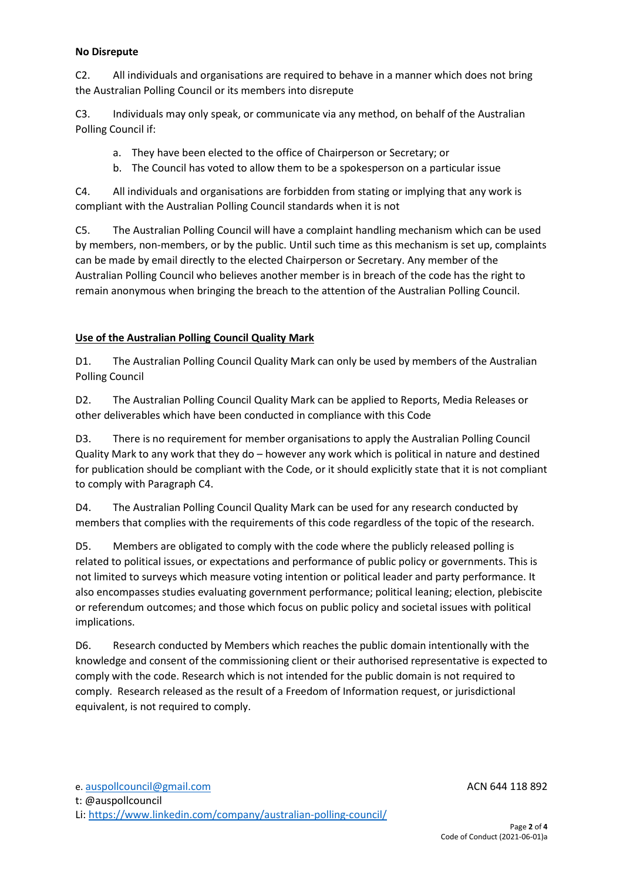**No Disrepute**

C2. All individuals and organisations are required to behave in a manner which does not bring the Australian Polling Council or its members into disrepute

C3. Individuals may only speak, or communicate via any method, on behalf of the Australian Polling Council if:

a. They have been elected to the office of Chairperson or Secretary; or
b. The Council has voted to allow them to be a spokesperson on a particular issue

C4. All individuals and organisations are forbidden from stating or implying that any work is compliant with the Australian Polling Council standards when it is not

C5. The Australian Polling Council will have a complaint handling mechanism which can be used by members, non-members, or by the public. Until such time as this mechanism is set up, complaints can be made by email directly to the elected Chairperson or Secretary. Any member of the Australian Polling Council who believes another member is in breach of the code has the right to remain anonymous when bringing the breach to the attention of the Australian Polling Council.

**Use of the Australian Polling Council Quality Mark**

D1. The Australian Polling Council Quality Mark can only be used by members of the Australian Polling Council

D2. The Australian Polling Council Quality Mark can be applied to Reports, Media Releases or other deliverables which have been conducted in compliance with this Code

D3. There is no requirement for member organisations to apply the Australian Polling Council Quality Mark to any work that they do – however any work which is political in nature and destined for publication should be compliant with the Code, or it should explicitly state that it is not compliant to comply with Paragraph C4.

D4. The Australian Polling Council Quality Mark can be used for any research conducted by members that complies with the requirements of this code regardless of the topic of the research.

D5. Members are obligated to comply with the code where the publicly released polling is related to political issues, or expectations and performance of public policy or governments. This is not limited to surveys which measure voting intention or political leader and party performance. It also encompasses studies evaluating government performance; political leaning; election, plebiscite or referendum outcomes; and those which focus on public policy and societal issues with political implications.

D6. Research conducted by Members which reaches the public domain intentionally with the knowledge and consent of the commissioning client or their authorised representative is expected to comply with the code. Research which is not intended for the public domain is not required to comply. Research released as the result of a Freedom of Information request, or jurisdictional equivalent, is not required to comply.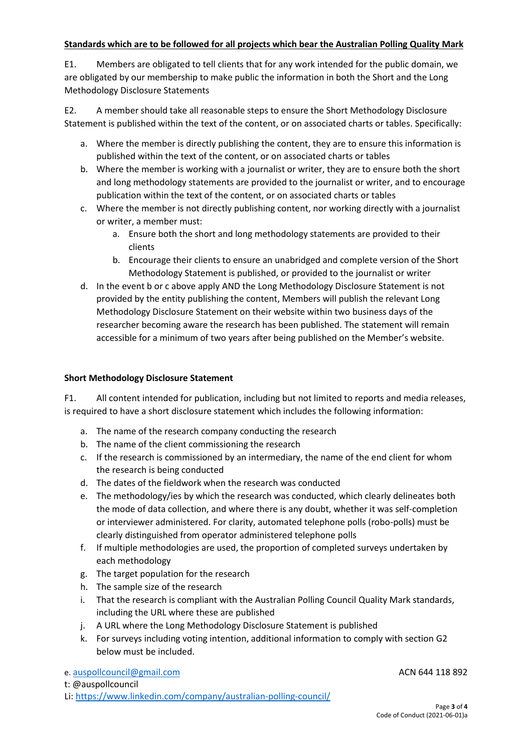**Standards which are to be followed for all projects which bear the Australian Polling Quality Mark**

E1. Members are obligated to tell clients that for any work intended for the public domain, we are obligated by our membership to make public the information in both the Short and the Long Methodology Disclosure Statements

E2. A member should take all reasonable steps to ensure the Short Methodology Disclosure Statement is published within the text of the content, or on associated charts or tables. Specifically:

a. Where the member is directly publishing the content, they are to ensure this information is published within the text of the content, or on associated charts or tables
b. Where the member is working with a journalist or writer, they are to ensure both the short and long methodology statements are provided to the journalist or writer, and to encourage publication within the text of the content, or on associated charts or tables
c. Where the member is not directly publishing content, nor working directly with a journalist or writer, a member must:
    a. Ensure both the short and long methodology statements are provided to their clients
    b. Encourage their clients to ensure an unabridged and complete version of the Short Methodology Statement is published, or provided to the journalist or writer
d. In the event b or c above apply AND the Long Methodology Disclosure Statement is not provided by the entity publishing the content, Members will publish the relevant Long Methodology Disclosure Statement on their website within two business days of the researcher becoming aware the research has been published. The statement will remain accessible for a minimum of two years after being published on the Member's website.

**Short Methodology Disclosure Statement**

F1. All content intended for publication, including but not limited to reports and media releases, is required to have a short disclosure statement which includes the following information:

a. The name of the research company conducting the research
b. The name of the client commissioning the research
c. If the research is commissioned by an intermediary, the name of the end client for whom the research is being conducted
d. The dates of the fieldwork when the research was conducted
e. The methodology/ies by which the research was conducted, which clearly delineates both the mode of data collection, and where there is any doubt, whether it was self-completion or interviewer administered. For clarity, automated telephone polls (robo-polls) must be clearly distinguished from operator administered telephone polls
f. If multiple methodologies are used, the proportion of completed surveys undertaken by each methodology
g. The target population for the research
h. The sample size of the research
i. That the research is compliant with the Australian Polling Council Quality Mark standards, including the URL where these are published
j. A URL where the Long Methodology Disclosure Statement is published
k. For surveys including voting intention, additional information to comply with section G2 below must be included.

e. auspollcouncil@gmail.com
t: @auspollcouncil
Li: https://www.linkedin.com/company/australian-polling-council/

ACN 644 118 892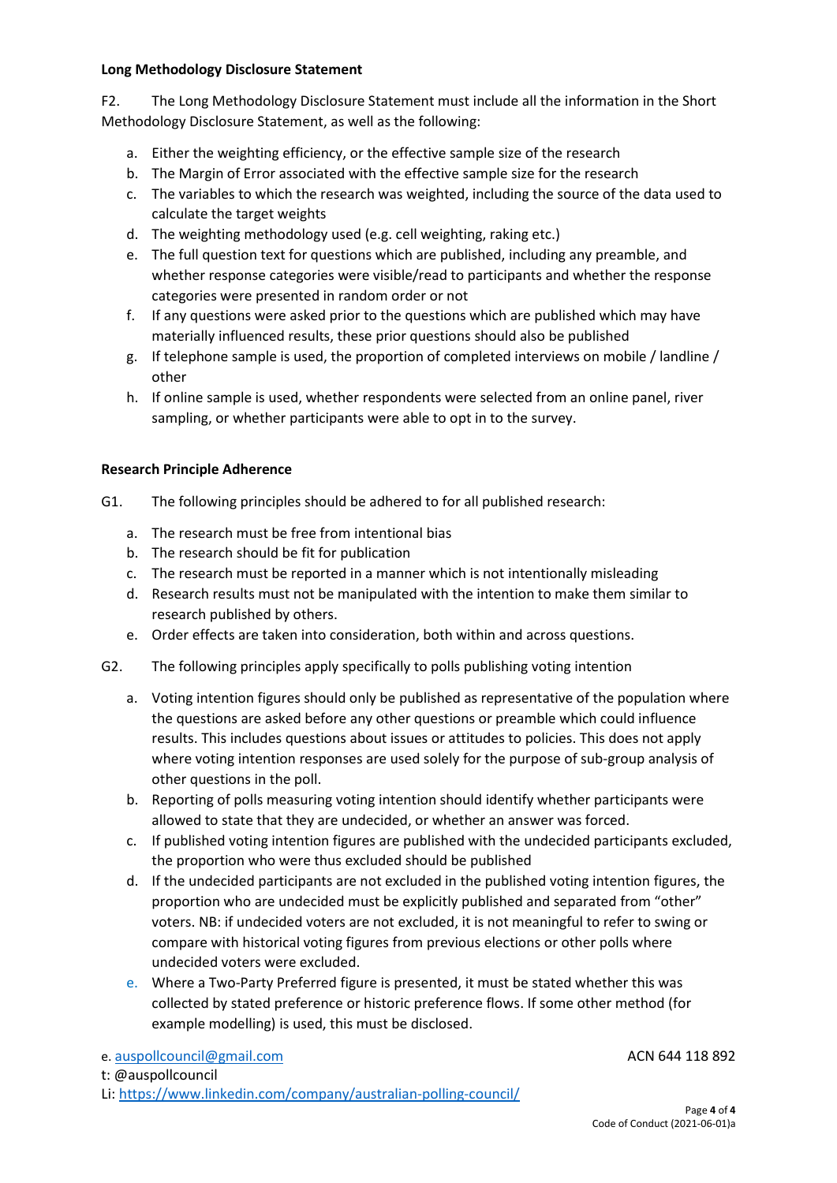**Long Methodology Disclosure Statement**

F2. The Long Methodology Disclosure Statement must include all the information in the Short Methodology Disclosure Statement, as well as the following:

a. Either the weighting efficiency, or the effective sample size of the research
b. The Margin of Error associated with the effective sample size for the research
c. The variables to which the research was weighted, including the source of the data used to calculate the target weights
d. The weighting methodology used (e.g. cell weighting, raking etc.)
e. The full question text for questions which are published, including any preamble, and whether response categories were visible/read to participants and whether the response categories were presented in random order or not
f. If any questions were asked prior to the questions which are published which may have materially influenced results, these prior questions should also be published
g. If telephone sample is used, the proportion of completed interviews on mobile / landline / other
h. If online sample is used, whether respondents were selected from an online panel, river sampling, or whether participants were able to opt in to the survey.

**Research Principle Adherence**

G1. The following principles should be adhered to for all published research:

a. The research must be free from intentional bias
b. The research should be fit for publication
c. The research must be reported in a manner which is not intentionally misleading
d. Research results must not be manipulated with the intention to make them similar to research published by others.
e. Order effects are taken into consideration, both within and across questions.

G2. The following principles apply specifically to polls publishing voting intention

a. Voting intention figures should only be published as representative of the population where the questions are asked before any other questions or preamble which could influence results. This includes questions about issues or attitudes to policies. This does not apply where voting intention responses are used solely for the purpose of sub-group analysis of other questions in the poll.
b. Reporting of polls measuring voting intention should identify whether participants were allowed to state that they are undecided, or whether an answer was forced.
c. If published voting intention figures are published with the undecided participants excluded, the proportion who were thus excluded should be published
d. If the undecided participants are not excluded in the published voting intention figures, the proportion who are undecided must be explicitly published and separated from "other" voters. NB: if undecided voters are not excluded, it is not meaningful to refer to swing or compare with historical voting figures from previous elections or other polls where undecided voters were excluded.
e. Where a Two-Party Preferred figure is presented, it must be stated whether this was collected by stated preference or historic preference flows. If some other method (for example modelling) is used, this must be disclosed.

e. auspollcouncil@gmail.com
t: @auspollcouncil
Li: https://www.linkedin.com/company/australian-polling-council/

ACN 644 118 892